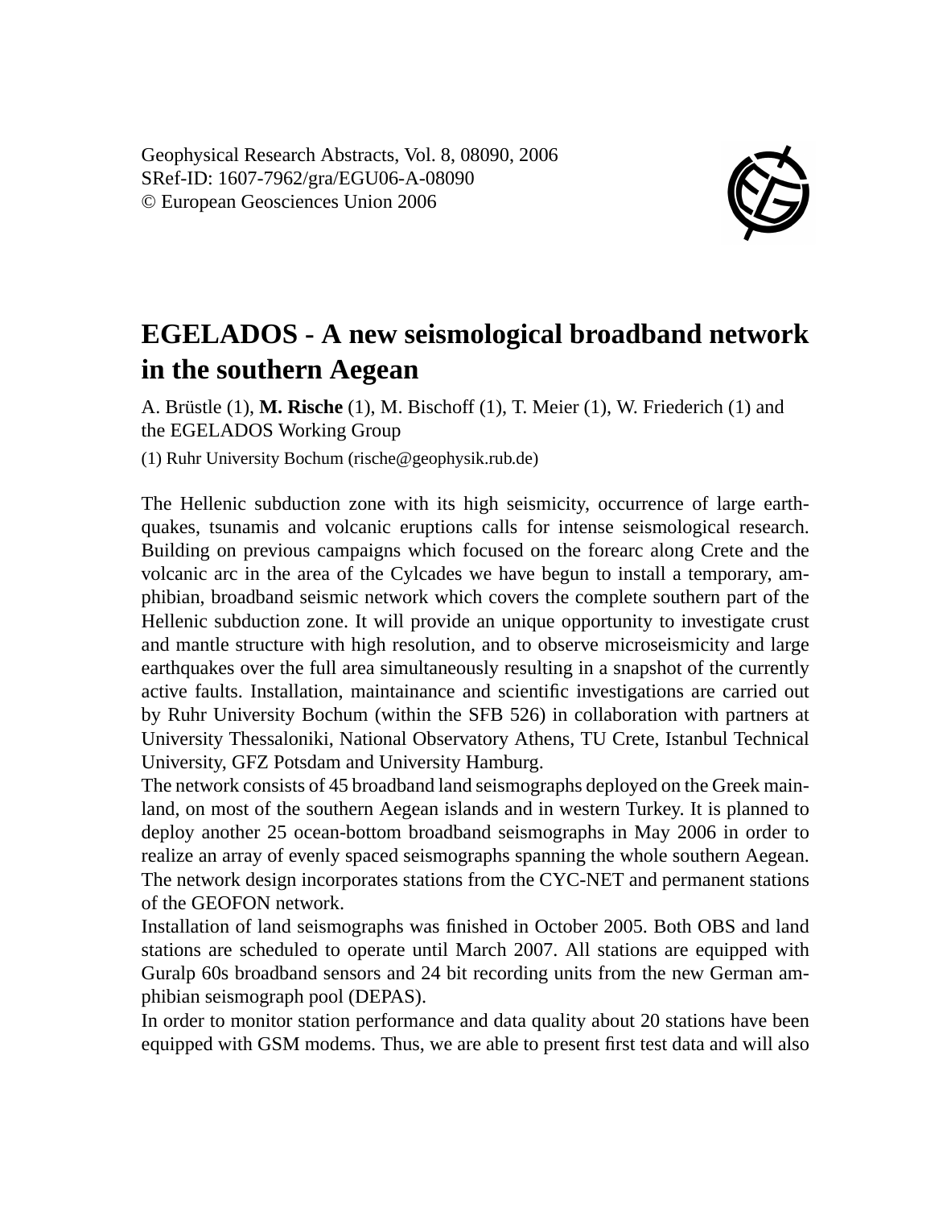Geophysical Research Abstracts, Vol. 8, 08090, 2006
SRef-ID: 1607-7962/gra/EGU06-A-08090
© European Geosciences Union 2006

# EGELADOS - A new seismological broadband network in the southern Aegean

A. Brüstle (1), **M. Rische** (1), M. Bischoff (1), T. Meier (1), W. Friederich (1) and the EGELADOS Working Group

(1) Ruhr University Bochum (rische@geophysik.rub.de)

The Hellenic subduction zone with its high seismicity, occurrence of large earthquakes, tsunamis and volcanic eruptions calls for intense seismological research. Building on previous campaigns which focused on the forearc along Crete and the volcanic arc in the area of the Cylcades we have begun to install a temporary, amphibian, broadband seismic network which covers the complete southern part of the Hellenic subduction zone. It will provide an unique opportunity to investigate crust and mantle structure with high resolution, and to observe microseismicity and large earthquakes over the full area simultaneously resulting in a snapshot of the currently active faults. Installation, maintainance and scientific investigations are carried out by Ruhr University Bochum (within the SFB 526) in collaboration with partners at University Thessaloniki, National Observatory Athens, TU Crete, Istanbul Technical University, GFZ Potsdam and University Hamburg.

The network consists of 45 broadband land seismographs deployed on the Greek mainland, on most of the southern Aegean islands and in western Turkey. It is planned to deploy another 25 ocean-bottom broadband seismographs in May 2006 in order to realize an array of evenly spaced seismographs spanning the whole southern Aegean. The network design incorporates stations from the CYC-NET and permanent stations of the GEOFON network.

Installation of land seismographs was finished in October 2005. Both OBS and land stations are scheduled to operate until March 2007. All stations are equipped with Guralp 60s broadband sensors and 24 bit recording units from the new German amphibian seismograph pool (DEPAS).

In order to monitor station performance and data quality about 20 stations have been equipped with GSM modems. Thus, we are able to present first test data and will also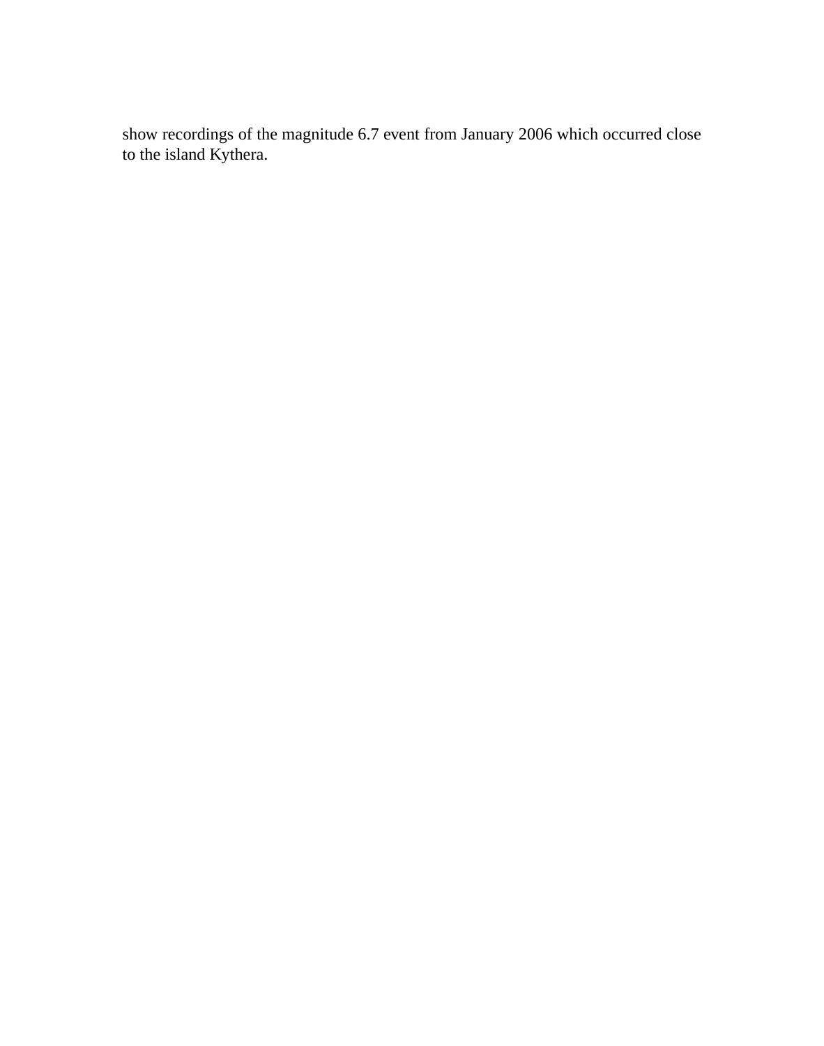show recordings of the magnitude 6.7 event from January 2006 which occurred close to the island Kythera.